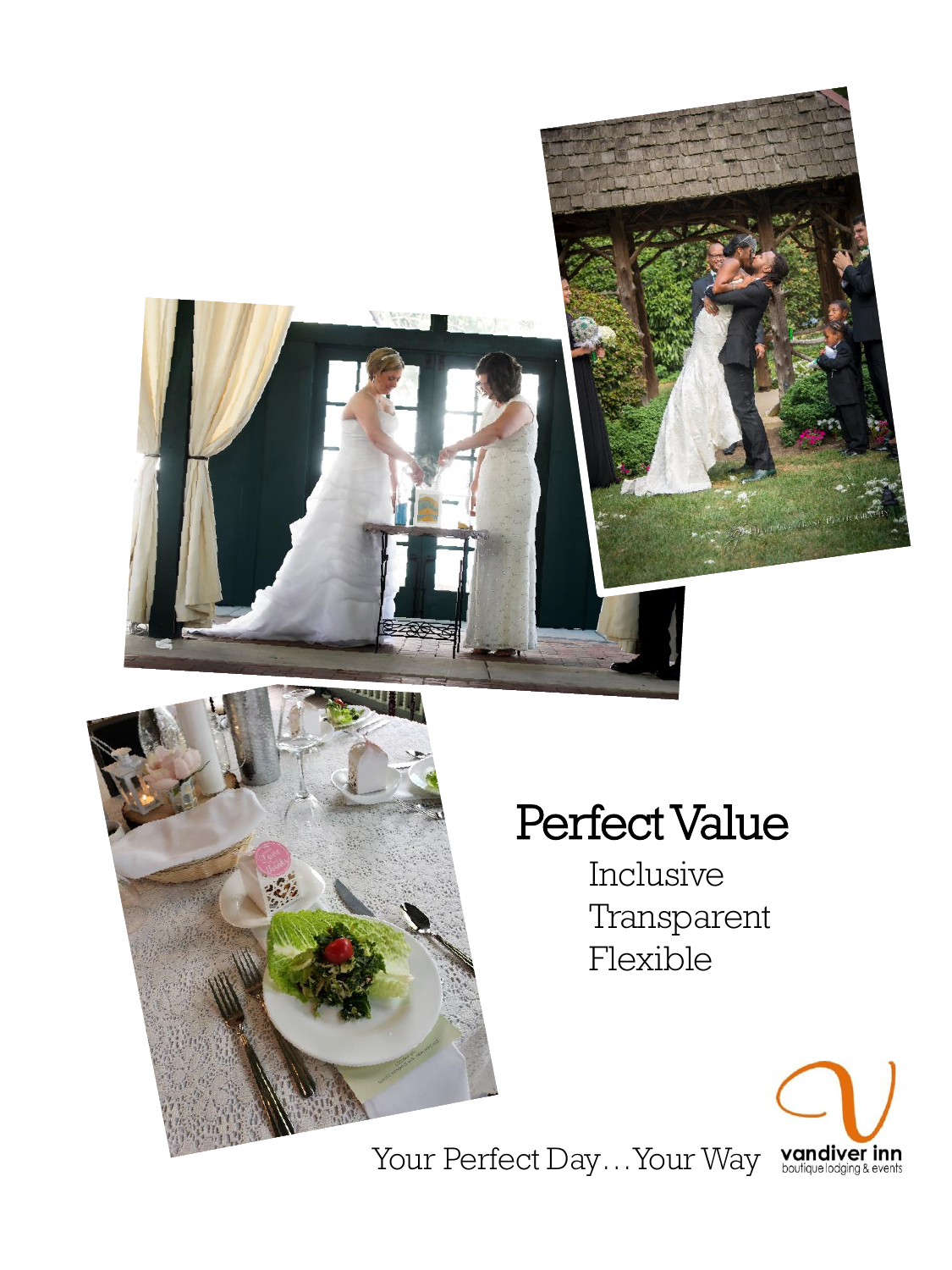# Perfect Value

Inclusive
Transparent
Flexible

Your Perfect Day…Your Way

vandiver inn
boutique lodging & events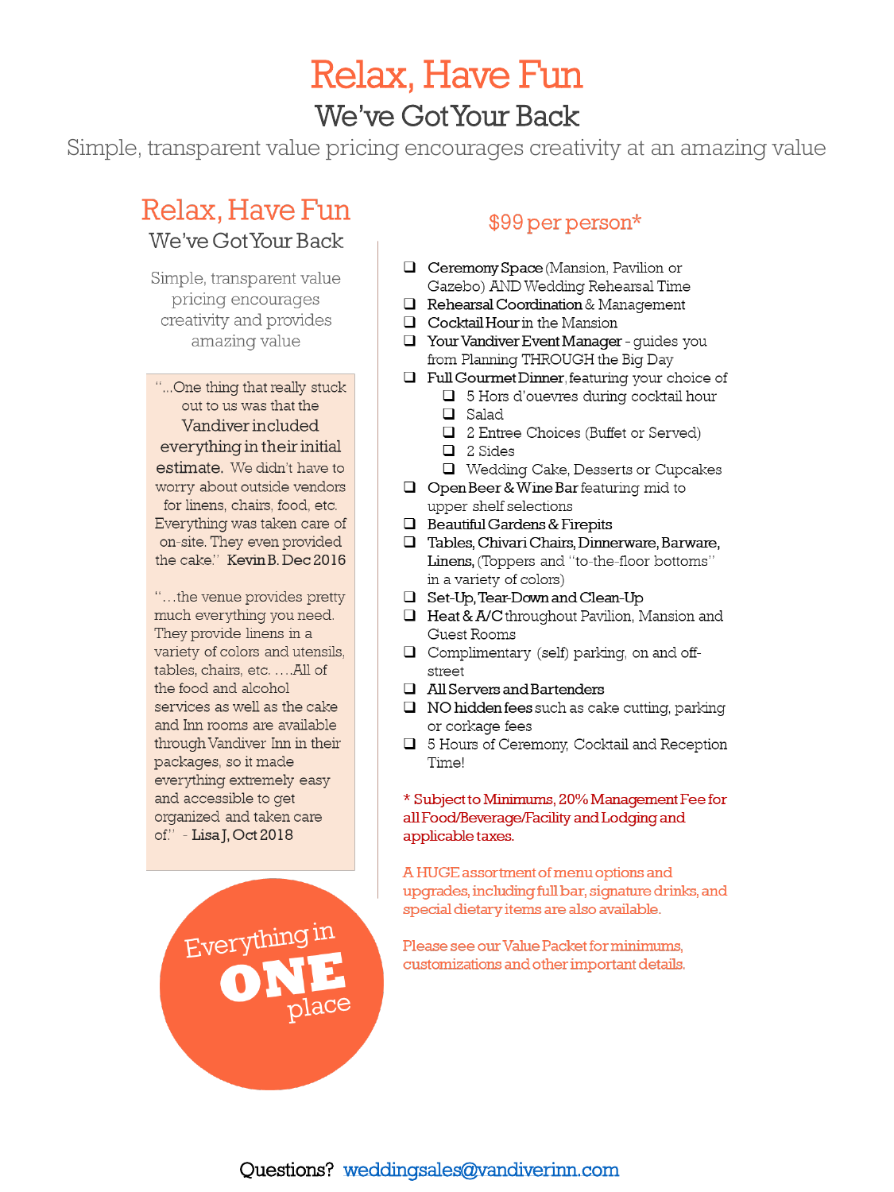# Relax, Have Fun

## We've Got Your Back

Simple, transparent value pricing encourages creativity at an amazing value

## Relax, Have Fun

### We've Got Your Back

Simple, transparent value pricing encourages creativity and provides amazing value

"...One thing that really stuck out to us was that the **Vandiver included everything in their initial estimate.** We didn't have to worry about outside vendors for linens, chairs, food, etc. Everything was taken care of on-site. They even provided the cake." **Kevin B. Dec 2016**

"…the venue provides pretty much everything you need. They provide linens in a variety of colors and utensils, tables, chairs, etc. ….All of the food and alcohol services as well as the cake and Inn rooms are available through Vandiver Inn in their packages, so it made everything extremely easy and accessible to get organized and taken care of." - **Lisa J, Oct 2018**

Everything in **ONE** place

## $99 per person*

- **Ceremony Space** (Mansion, Pavilion or Gazebo) AND Wedding Rehearsal Time
- **Rehearsal Coordination** & Management
- **Cocktail Hour** in the Mansion
- **Your Vandiver Event Manager** - guides you from Planning THROUGH the Big Day
- **Full Gourmet Dinner**, featuring your choice of
  - 5 Hors d'ouevres during cocktail hour
  - Salad
  - 2 Entree Choices (Buffet or Served)
  - 2 Sides
  - Wedding Cake, Desserts or Cupcakes
- **Open Beer & Wine Bar** featuring mid to upper shelf selections
- **Beautiful Gardens & Firepits**
- **Tables, Chivari Chairs, Dinnerware, Barware, Linens,** (Toppers and "to-the-floor bottoms" in a variety of colors)
- **Set-Up, Tear-Down and Clean-Up**
- **Heat & A/C** throughout Pavilion, Mansion and Guest Rooms
- Complimentary (self) parking, on and off-street
- **All Servers and Bartenders**
- **NO hidden fees** such as cake cutting, parking or corkage fees
- 5 Hours of Ceremony, Cocktail and Reception Time!

* Subject to Minimums, 20% Management Fee for all Food/Beverage/Facility and Lodging and applicable taxes.

A HUGE assortment of menu options and upgrades, including full bar, signature drinks, and special dietary items are also available.

Please see our Value Packet for minimums, customizations and other important details.

Questions? weddingsales@vandiverinn.com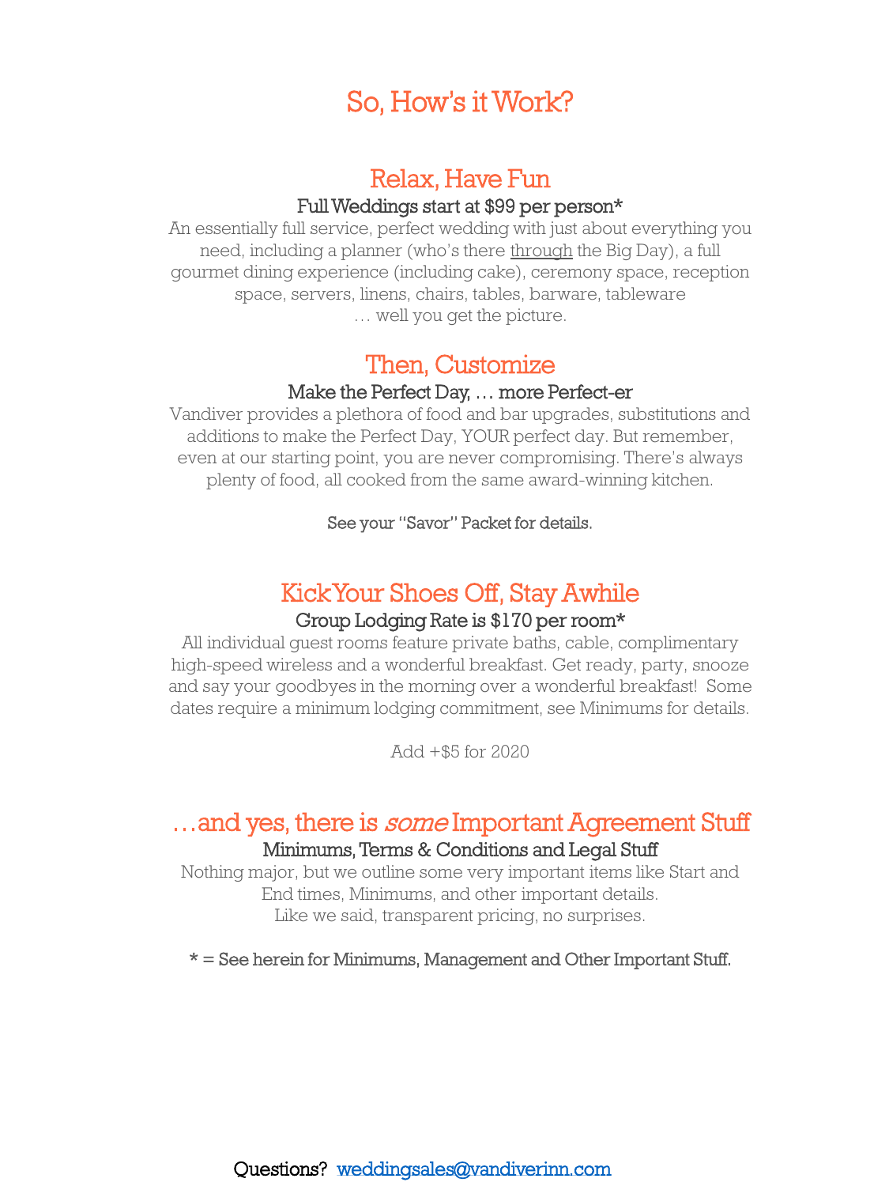# So, How's it Work?

## Relax, Have Fun

### Full Weddings start at $99 per person*

An essentially full service, perfect wedding with just about everything you need, including a planner (who's there through the Big Day), a full gourmet dining experience (including cake), ceremony space, reception space, servers, linens, chairs, tables, barware, tableware … well you get the picture.

## Then, Customize

### Make the Perfect Day, … more Perfect-er

Vandiver provides a plethora of food and bar upgrades, substitutions and additions to make the Perfect Day, YOUR perfect day. But remember, even at our starting point, you are never compromising. There's always plenty of food, all cooked from the same award-winning kitchen.

See your "Savor" Packet for details.

## Kick Your Shoes Off, Stay Awhile

### Group Lodging Rate is $170 per room*

All individual guest rooms feature private baths, cable, complimentary high-speed wireless and a wonderful breakfast. Get ready, party, snooze and say your goodbyes in the morning over a wonderful breakfast! Some dates require a minimum lodging commitment, see Minimums for details.

Add +$5 for 2020

## …and yes, there is *some* Important Agreement Stuff

### Minimums, Terms & Conditions and Legal Stuff

Nothing major, but we outline some very important items like Start and End times, Minimums, and other important details.
Like we said, transparent pricing, no surprises.

* = See herein for Minimums, Management and Other Important Stuff.

Questions? weddingsales@vandiverinn.com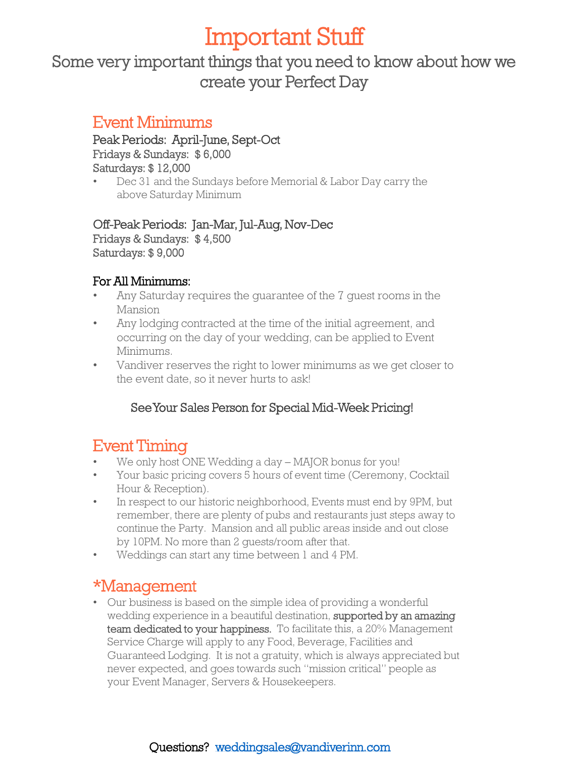# Important Stuff

## Some very important things that you need to know about how we create your Perfect Day

## Event Minimums

Peak Periods: April-June, Sept-Oct
Fridays & Sundays: $ 6,000
Saturdays: $ 12,000

- Dec 31 and the Sundays before Memorial & Labor Day carry the above Saturday Minimum

Off-Peak Periods: Jan-Mar, Jul-Aug, Nov-Dec
Fridays & Sundays: $ 4,500
Saturdays: $ 9,000

**For All Minimums:**

- Any Saturday requires the guarantee of the 7 guest rooms in the Mansion
- Any lodging contracted at the time of the initial agreement, and occurring on the day of your wedding, can be applied to Event Minimums.
- Vandiver reserves the right to lower minimums as we get closer to the event date, so it never hurts to ask!

See Your Sales Person for Special Mid-Week Pricing!

## Event Timing

- We only host ONE Wedding a day – MAJOR bonus for you!
- Your basic pricing covers 5 hours of event time (Ceremony, Cocktail Hour & Reception).
- In respect to our historic neighborhood, Events must end by 9PM, but remember, there are plenty of pubs and restaurants just steps away to continue the Party. Mansion and all public areas inside and out close by 10PM. No more than 2 guests/room after that.
- Weddings can start any time between 1 and 4 PM.

## *Management

- Our business is based on the simple idea of providing a wonderful wedding experience in a beautiful destination, **supported by an amazing team dedicated to your happiness.** To facilitate this, a 20% Management Service Charge will apply to any Food, Beverage, Facilities and Guaranteed Lodging. It is not a gratuity, which is always appreciated but never expected, and goes towards such "mission critical" people as your Event Manager, Servers & Housekeepers.

Questions? weddingsales@vandiverinn.com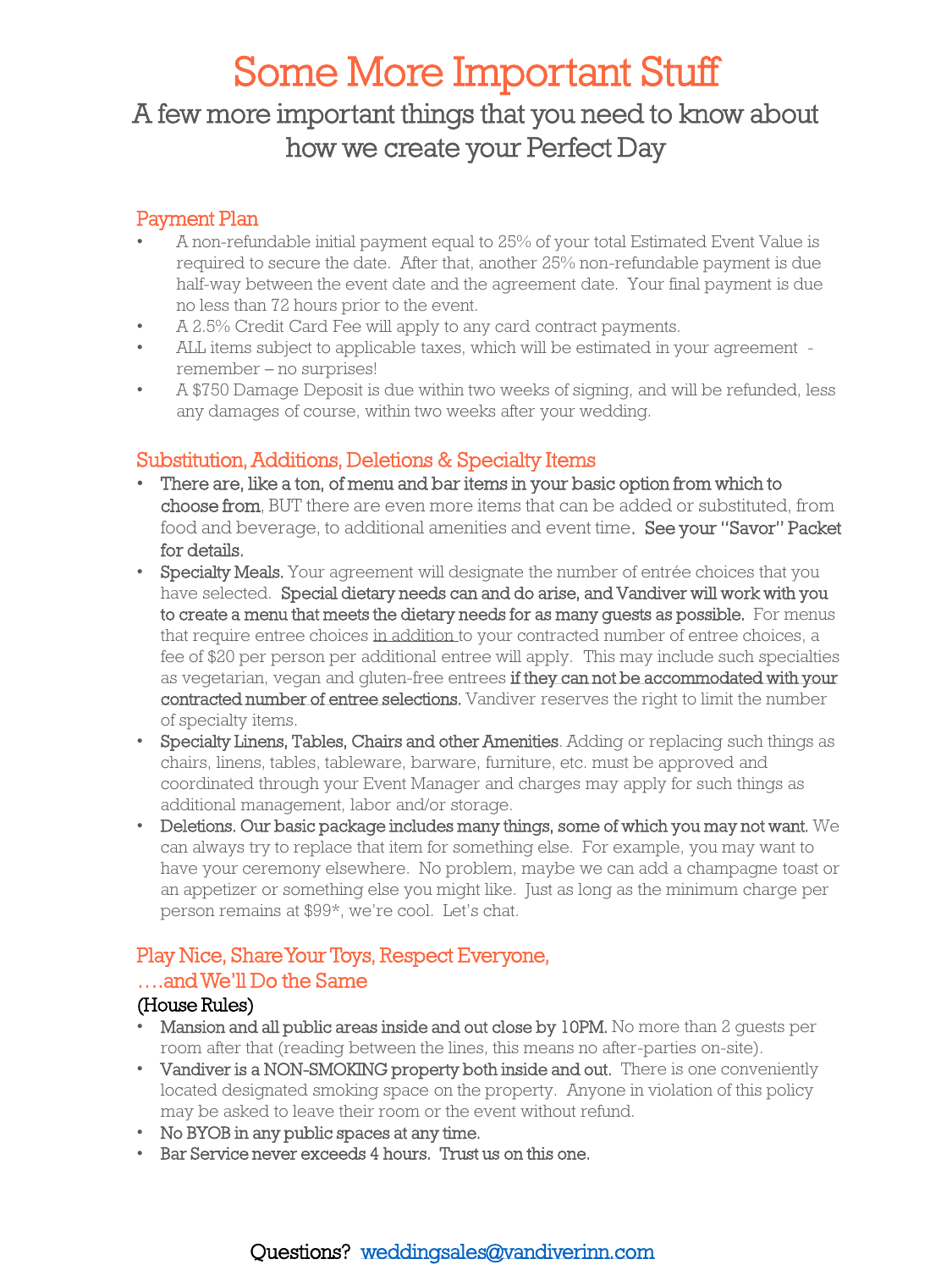# Some More Important Stuff

## A few more important things that you need to know about how we create your Perfect Day

### Payment Plan

- A non-refundable initial payment equal to 25% of your total Estimated Event Value is required to secure the date. After that, another 25% non-refundable payment is due half-way between the event date and the agreement date. Your final payment is due no less than 72 hours prior to the event.
- A 2.5% Credit Card Fee will apply to any card contract payments.
- ALL items subject to applicable taxes, which will be estimated in your agreement - remember – no surprises!
- A $750 Damage Deposit is due within two weeks of signing, and will be refunded, less any damages of course, within two weeks after your wedding.

### Substitution, Additions, Deletions & Specialty Items

- **There are, like a ton, of menu and bar items in your basic option from which to choose from**, BUT there are even more items that can be added or substituted, from food and beverage, to additional amenities and event time. **See your "Savor" Packet for details.**
- **Specialty Meals.** Your agreement will designate the number of entrée choices that you have selected. **Special dietary needs can and do arise, and Vandiver will work with you to create a menu that meets the dietary needs for as many guests as possible.** For menus that require entree choices in addition to your contracted number of entree choices, a fee of $20 per person per additional entree will apply. This may include such specialties as vegetarian, vegan and gluten-free entrees **if they can not be accommodated with your contracted number of entree selections.** Vandiver reserves the right to limit the number of specialty items.
- **Specialty Linens, Tables, Chairs and other Amenities**. Adding or replacing such things as chairs, linens, tables, tableware, barware, furniture, etc. must be approved and coordinated through your Event Manager and charges may apply for such things as additional management, labor and/or storage.
- **Deletions. Our basic package includes many things, some of which you may not want.** We can always try to replace that item for something else. For example, you may want to have your ceremony elsewhere. No problem, maybe we can add a champagne toast or an appetizer or something else you might like. Just as long as the minimum charge per person remains at $99*, we're cool. Let's chat.

### Play Nice, Share Your Toys, Respect Everyone, ….and We'll Do the Same

(House Rules)

- **Mansion and all public areas inside and out close by 10PM.** No more than 2 guests per room after that (reading between the lines, this means no after-parties on-site).
- **Vandiver is a NON-SMOKING property both inside and out.** There is one conveniently located designated smoking space on the property. Anyone in violation of this policy may be asked to leave their room or the event without refund.
- **No BYOB in any public spaces at any time.**
- **Bar Service never exceeds 4 hours. Trust us on this one.**

Questions? weddingsales@vandiverinn.com